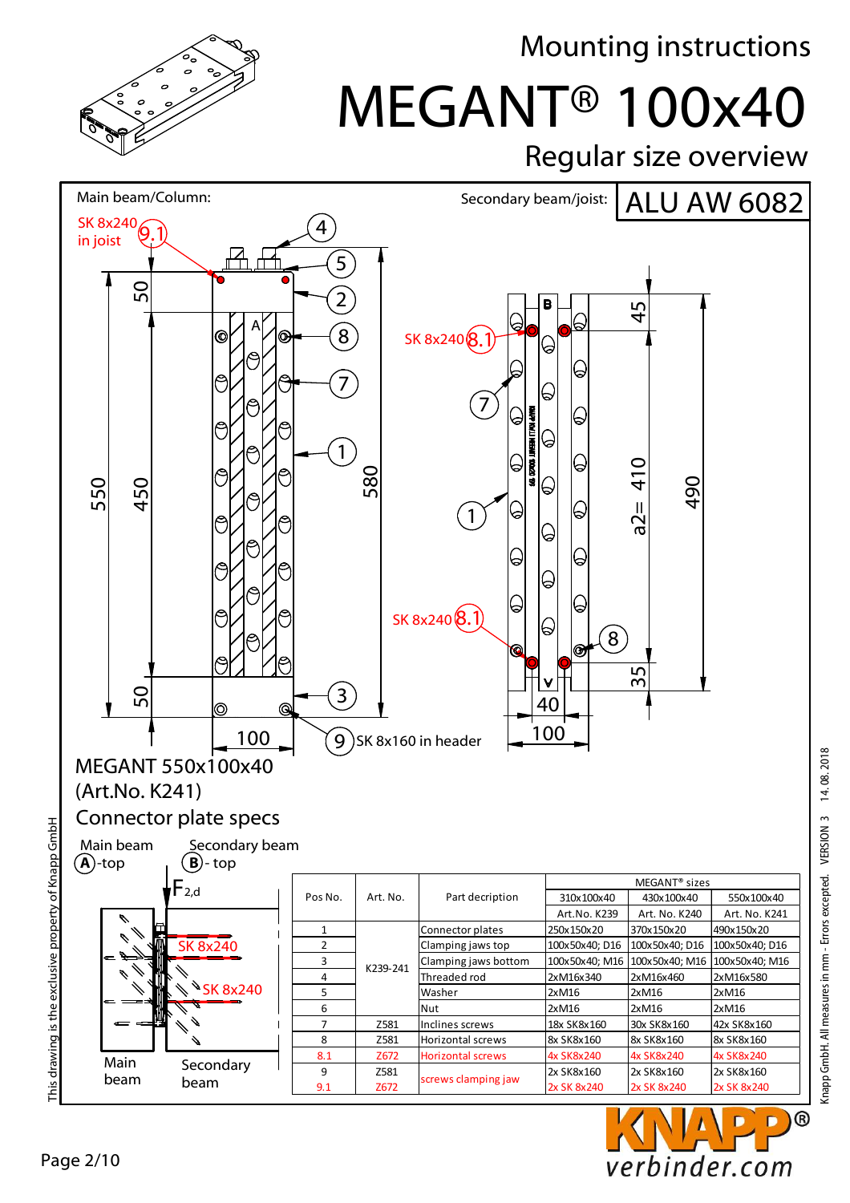# Mounting instructions

# MEGANT® 100x40

## Regular size overview

Main beam/Column:

Secondary beam/joist: **ALU AW 6082**

SK 8x240 in joist 9.1

SK 8x240 8.1

9 SK 8x160 in header

MEGANT 550x100x40 (Art.No. K241)

Connector plate specs

Main beam (A)-top

Secondary beam (B)- top

$F_{2,d}$

SK 8x240

SK 8x240

Main beam

Secondary beam

| Pos No. | Art. No. | Part decription | MEGANT® sizes | | |
|---|---|---|---|---|---|
| | | | 310x100x40 | 430x100x40 | 550x100x40 |
| | | | Art.No. K239 | Art. No. K240 | Art. No. K241 |
| 1 | K239-241 | Connector plates | 250x150x20 | 370x150x20 | 490x150x20 |
| 2 | K239-241 | Clamping jaws top | 100x50x40; D16 | 100x50x40; D16 | 100x50x40; D16 |
| 3 | K239-241 | Clamping jaws bottom | 100x50x40; M16 | 100x50x40; M16 | 100x50x40; M16 |
| 4 | K239-241 | Threaded rod | 2xM16x340 | 2xM16x460 | 2xM16x580 |
| 5 | K239-241 | Washer | 2xM16 | 2xM16 | 2xM16 |
| 6 | K239-241 | Nut | 2xM16 | 2xM16 | 2xM16 |
| 7 | Z581 | Inclines screws | 18x SK8x160 | 30x SK8x160 | 42x SK8x160 |
| 8 | Z581 | Horizontal screws | 8x SK8x160 | 8x SK8x160 | 8x SK8x160 |
| 8.1 | Z672 | Horizontal screws | 4x SK8x240 | 4x SK8x240 | 4x SK8x240 |
| 9 | Z581 | screws clamping jaw | 2x SK8x160 | 2x SK8x160 | 2x SK8x160 |
| 9.1 | Z672 | screws clamping jaw | 2x SK 8x240 | 2x SK 8x240 | 2x SK 8x240 |

This drawing is the exclusive property of Knapp GmbH

Knapp GmbH. All measures in mm - Errors excepted. VERSION 3 14. 08. 2018

KNAPP® verbinder.com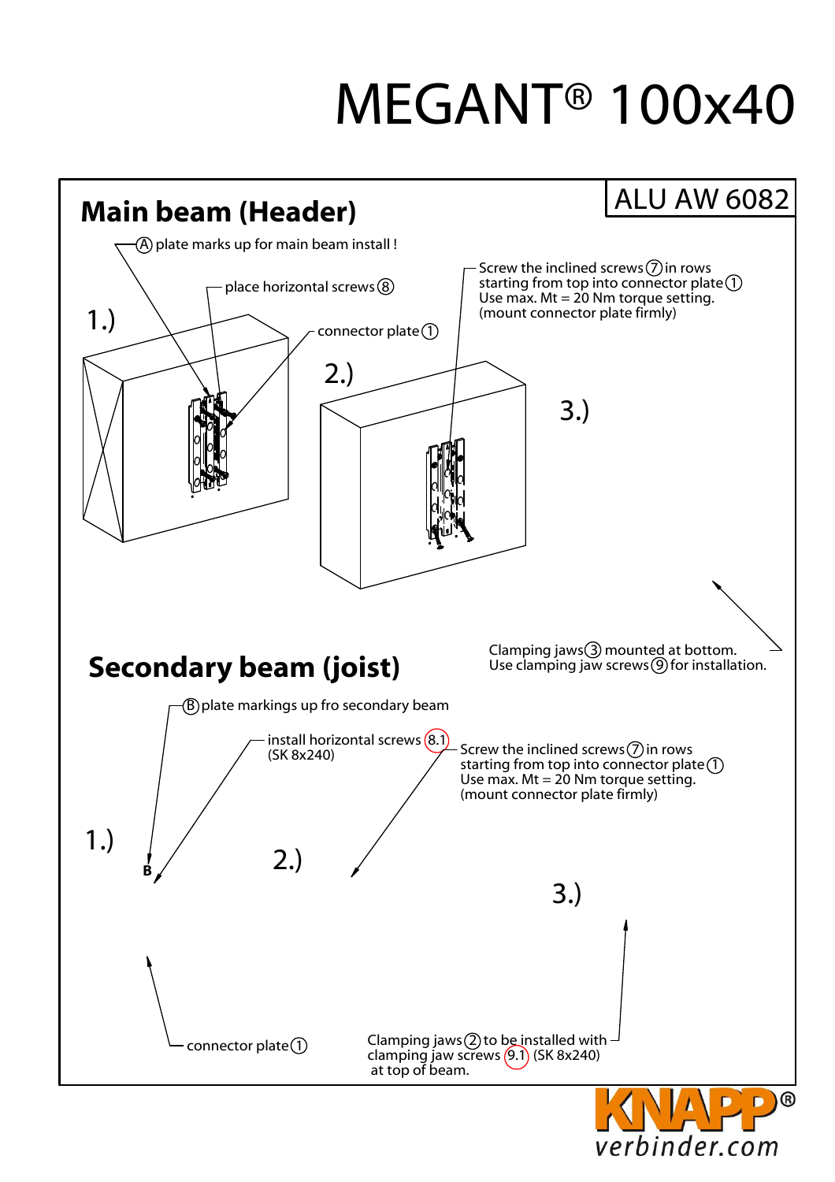# MEGANT® 100x40

ALU AW 6082

## Main beam (Header)

Ⓐ plate marks up for main beam install !

place horizontal screws ⑧

connector plate ①

1.)

2.)

3.)

Screw the inclined screws ⑦ in rows starting from top into connector plate ①
Use max. Mt = 20 Nm torque setting.
(mount connector plate firmly)

Clamping jaws ③ mounted at bottom.
Use clamping jaw screws ⑨ for installation.

## Secondary beam (joist)

Ⓑ plate markings up fro secondary beam

install horizontal screws 8.1
(SK 8x240)

Screw the inclined screws ⑦ in rows starting from top into connector plate ①
Use max. Mt = 20 Nm torque setting.
(mount connector plate firmly)

1.)

B

2.)

3.)

connector plate ①

Clamping jaws ② to be installed with clamping jaw screws 9.1 (SK 8x240) at top of beam.

KNAPP®
verbinder.com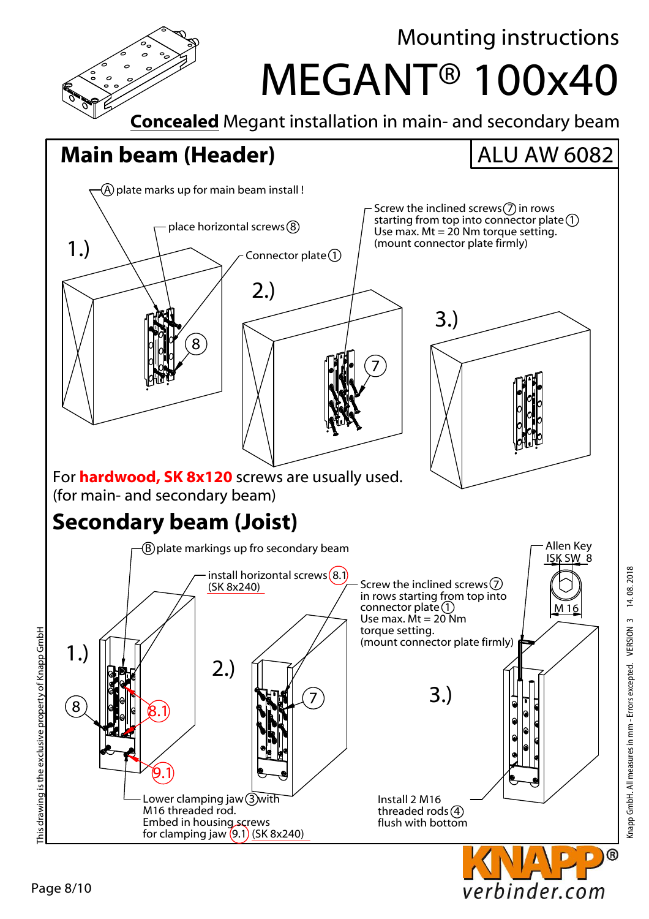# Mounting instructions

# MEGANT® 100x40

**Concealed** Megant installation in main- and secondary beam

## Main beam (Header)

ALU AW 6082

(A) plate marks up for main beam install !

place horizontal screws (8)

Connector plate (1)

Screw the inclined screws (7) in rows starting from top into connector plate (1)
Use max. Mt = 20 Nm torque setting.
(mount connector plate firmly)

1.)

2.)

3.)

For **hardwood, SK 8x120** screws are usually used.
(for main- and secondary beam)

## Secondary beam (Joist)

(B) plate markings up fro secondary beam

install horizontal screws (8.1)
(SK 8x240)

Screw the inclined screws (7) in rows starting from top into connector plate (1)
Use max. Mt = 20 Nm torque setting.
(mount connector plate firmly)

Allen Key
ISK SW 8
M 16

1.)

2.)

3.)

Lower clamping jaw (3) with M16 threaded rod.
Embed in housing screws for clamping jaw (9.1) (SK 8x240)

Install 2 M16 threaded rods (4) flush with bottom

This drawing is the exclusive property of Knapp GmbH

Knapp GmbH. All measures in mm - Errors excepted. VERSION 3 14. 08. 2018

KNAPP®
verbinder.com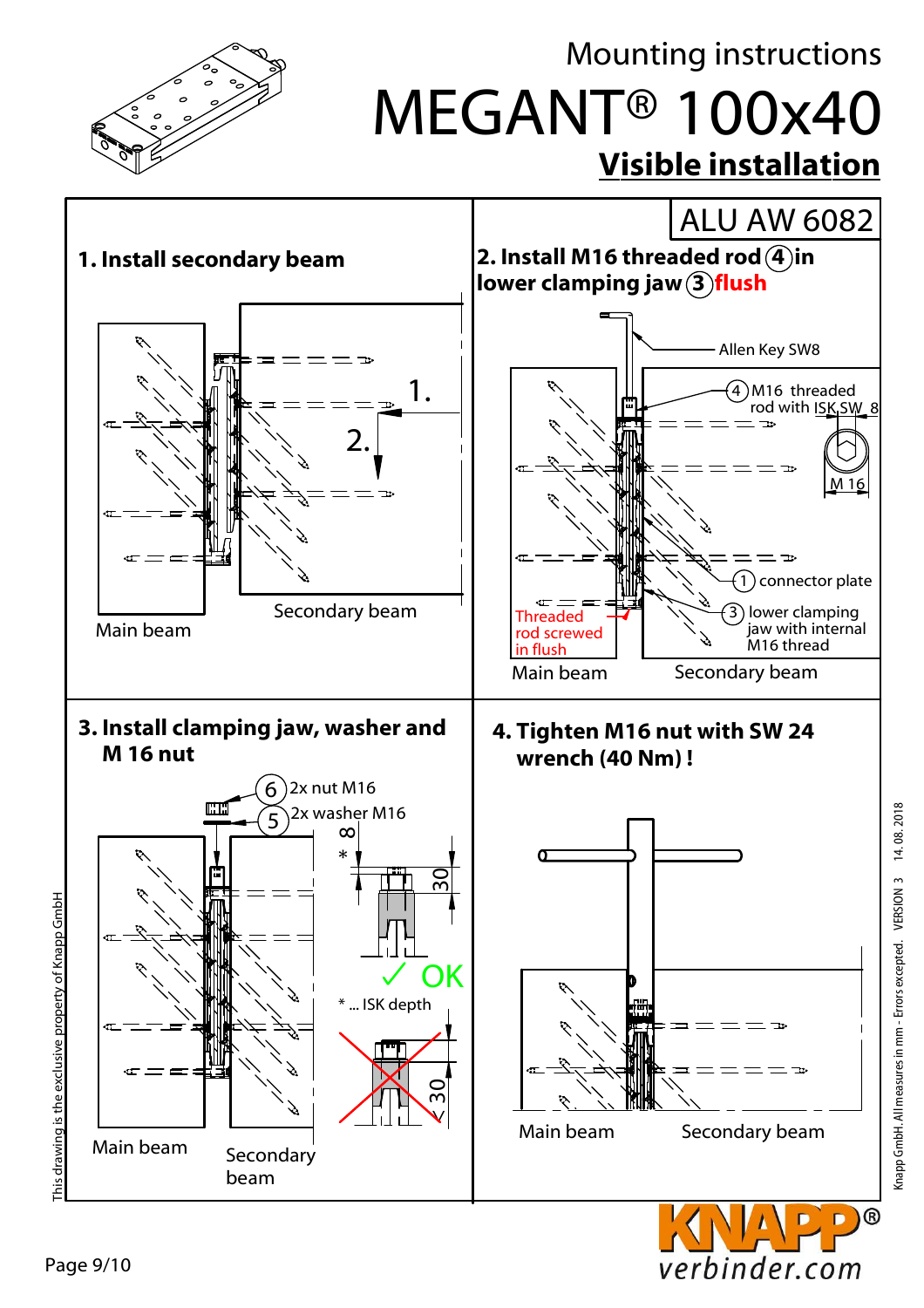Mounting instructions

# MEGANT® 100x40

## Visible installation

ALU AW 6082

### 1. Install secondary beam

1.

2.

Main beam

Secondary beam

### 2. Install M16 threaded rod (4) in lower clamping jaw (3) flush

Allen Key SW8

(4) M16 threaded rod with ISK SW 8

M 16

(1) connector plate

(3) lower clamping jaw with internal M16 thread

Threaded rod screwed in flush

Main beam

Secondary beam

### 3. Install clamping jaw, washer and M 16 nut

(6) 2x nut M16

(5) 2x washer M16

8 *

30

✓ OK

* ... ISK depth

< 30

Main beam

Secondary beam

### 4. Tighten M16 nut with SW 24 wrench (40 Nm) !

Main beam

Secondary beam

This drawing is the exclusive property of Knapp GmbH

Knapp GmbH. All measures in mm - Errors excepted. VERSION 3 14.08.2018

KNAPP® verbinder.com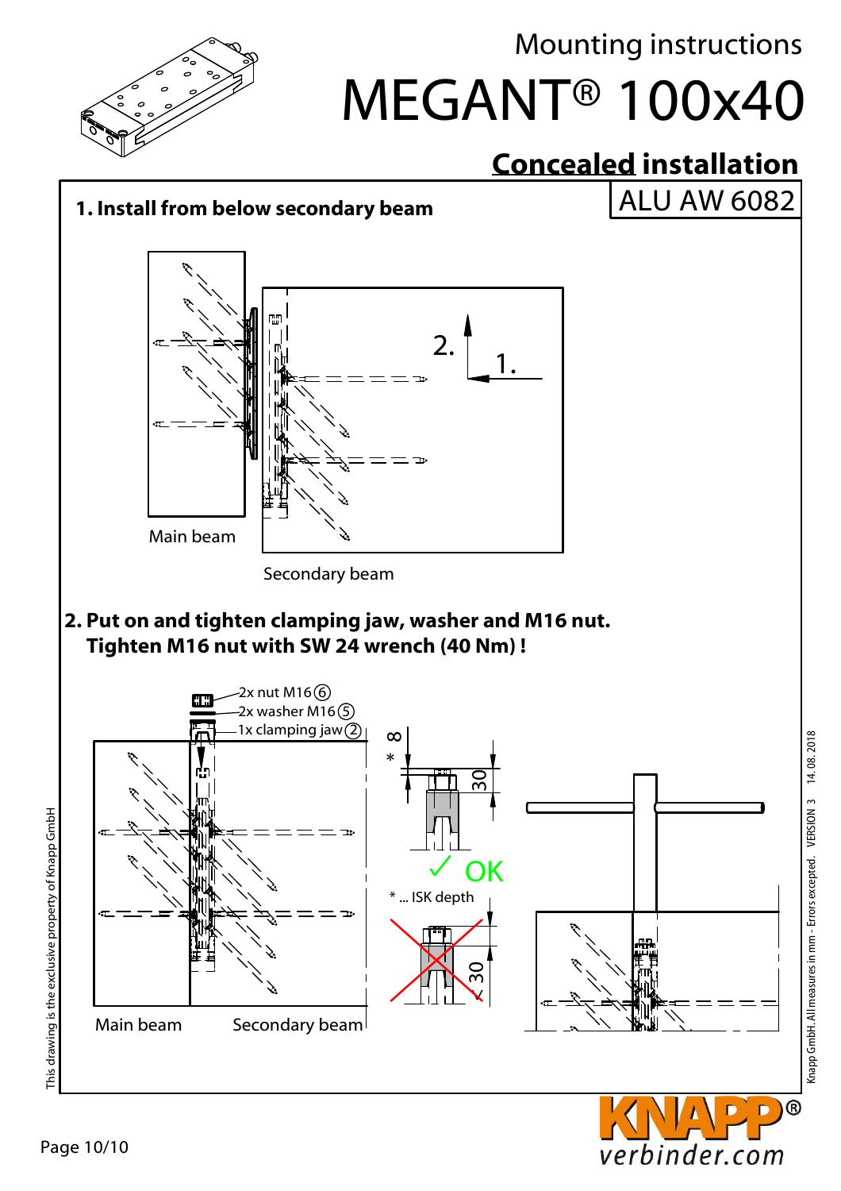Mounting instructions

# MEGANT® 100x40

## Concealed installation

ALU AW 6082

**1. Install from below secondary beam**

2.

1.

Main beam

Secondary beam

**2. Put on and tighten clamping jaw, washer and M16 nut.**
**Tighten M16 nut with SW 24 wrench (40 Nm) !**

2x nut M16 ⑥

2x washer M16 ⑤

1x clamping jaw ②

Main beam

Secondary beam

* 8

30

✓ OK

* ... ISK depth

< 30

This drawing is the exclusive property of Knapp GmbH

Knapp GmbH. All measures in mm - Errors excepted. VERSION 3 14. 08. 2018

KNAPP®
verbinder.com